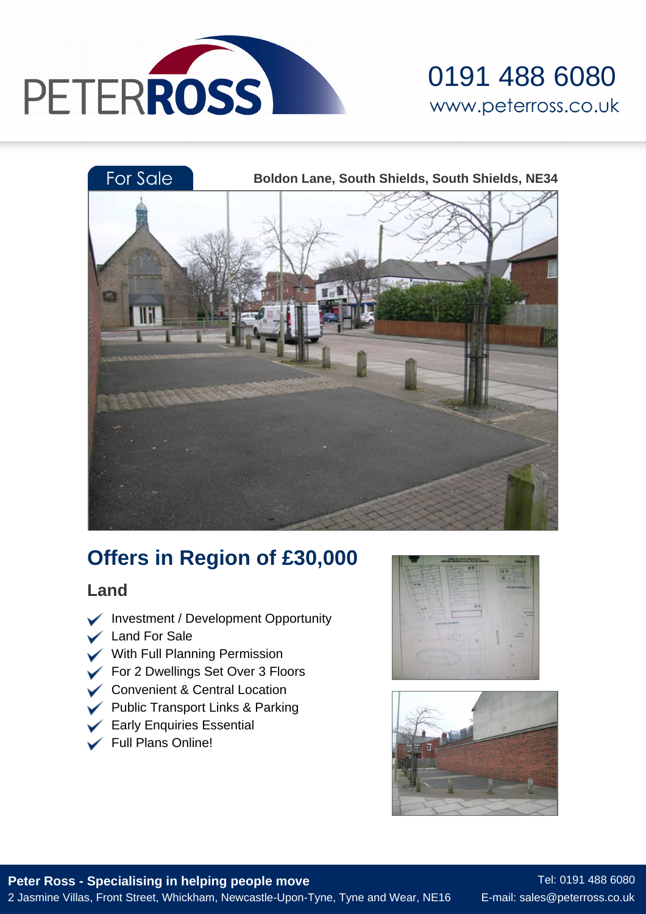PETERROSS

0191 488 6080
www.peterross.co.uk

For Sale

**Boldon Lane, South Shields, South Shields, NE34**

## Offers in Region of £30,000

### Land

- Investment / Development Opportunity
- Land For Sale
- With Full Planning Permission
- For 2 Dwellings Set Over 3 Floors
- Convenient & Central Location
- Public Transport Links & Parking
- Early Enquiries Essential
- Full Plans Online!

**Peter Ross - Specialising in helping people move**
2 Jasmine Villas, Front Street, Whickham, Newcastle-Upon-Tyne, Tyne and Wear, NE16

Tel: 0191 488 6080
E-mail: sales@peterross.co.uk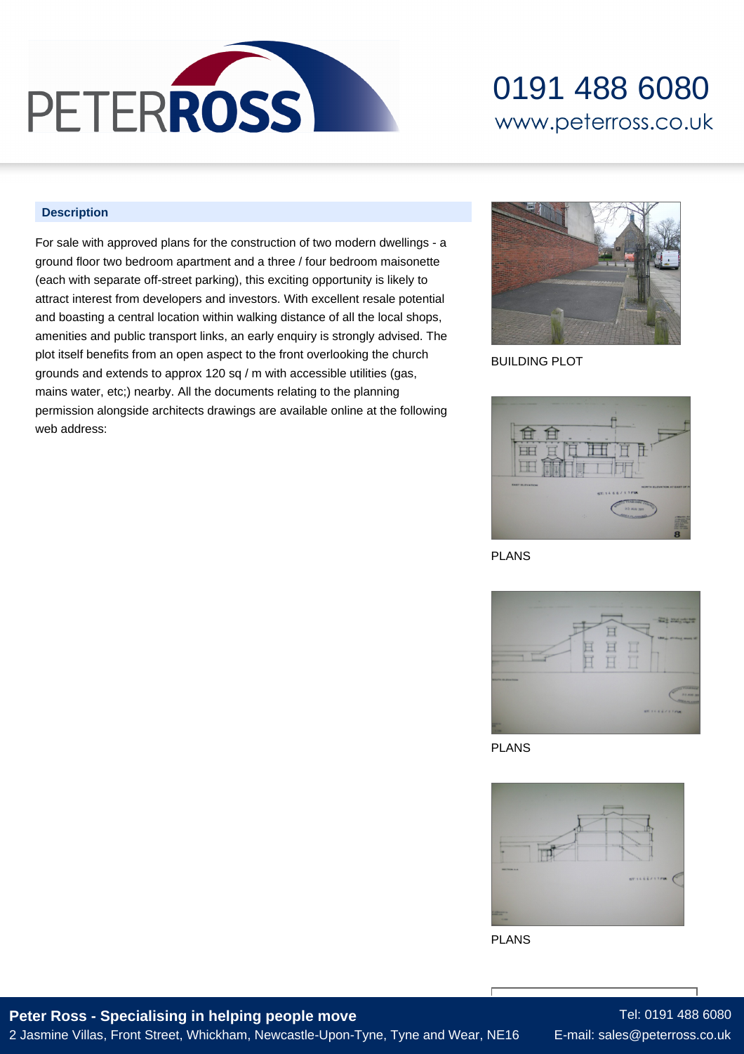## Description

For sale with approved plans for the construction of two modern dwellings - a ground floor two bedroom apartment and a three / four bedroom maisonette (each with separate off-street parking), this exciting opportunity is likely to attract interest from developers and investors. With excellent resale potential and boasting a central location within walking distance of all the local shops, amenities and public transport links, an early enquiry is strongly advised. The plot itself benefits from an open aspect to the front overlooking the church grounds and extends to approx 120 sq / m with accessible utilities (gas, mains water, etc;) nearby. All the documents relating to the planning permission alongside architects drawings are available online at the following web address:

BUILDING PLOT

PLANS

PLANS

PLANS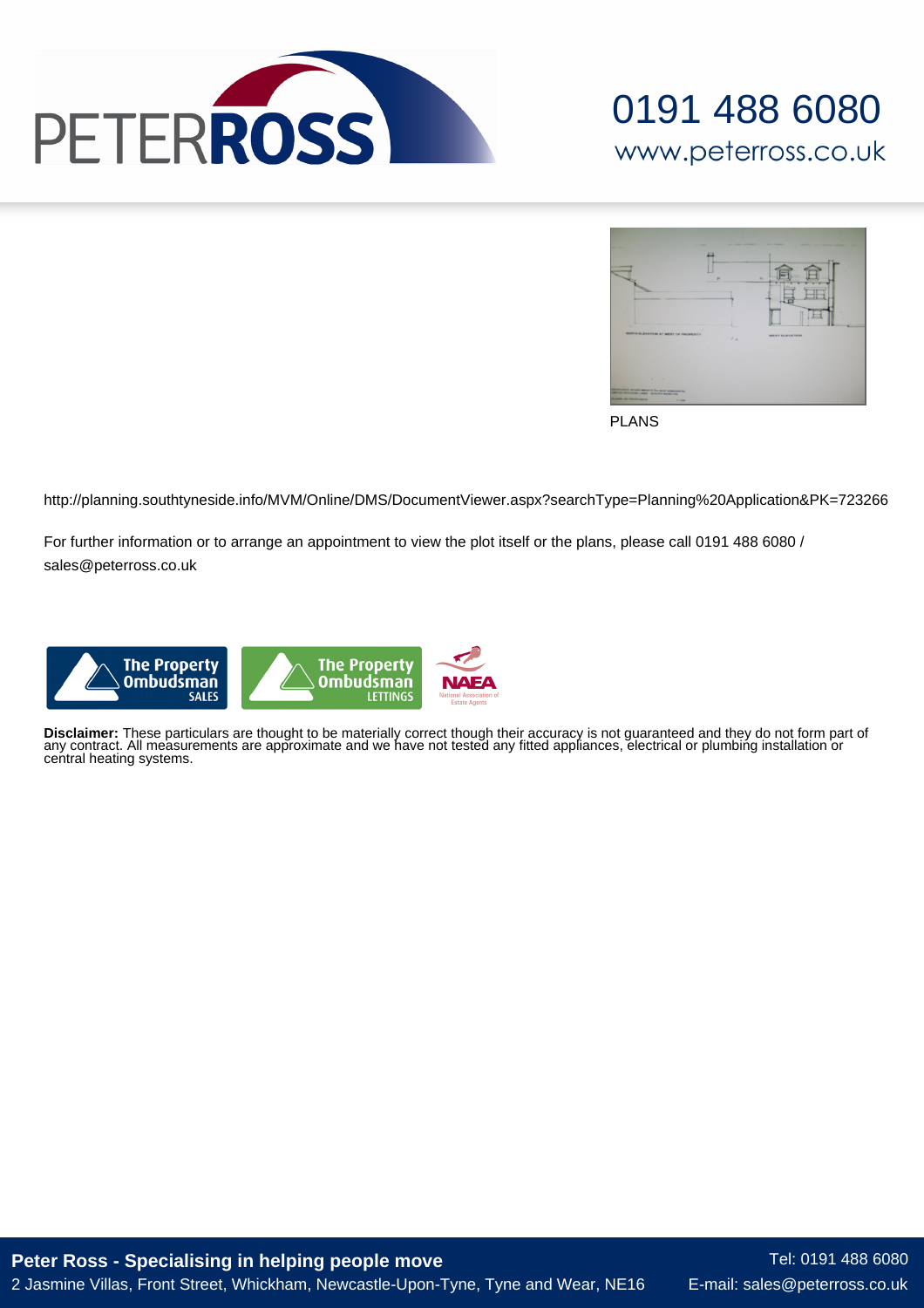PLANS

http://planning.southtyneside.info/MVM/Online/DMS/DocumentViewer.aspx?searchType=Planning%20Application&PK=723266

For further information or to arrange an appointment to view the plot itself or the plans, please call 0191 488 6080 / sales@peterross.co.uk

**Disclaimer:** These particulars are thought to be materially correct though their accuracy is not guaranteed and they do not form part of any contract. All measurements are approximate and we have not tested any fitted appliances, electrical or plumbing installation or central heating systems.